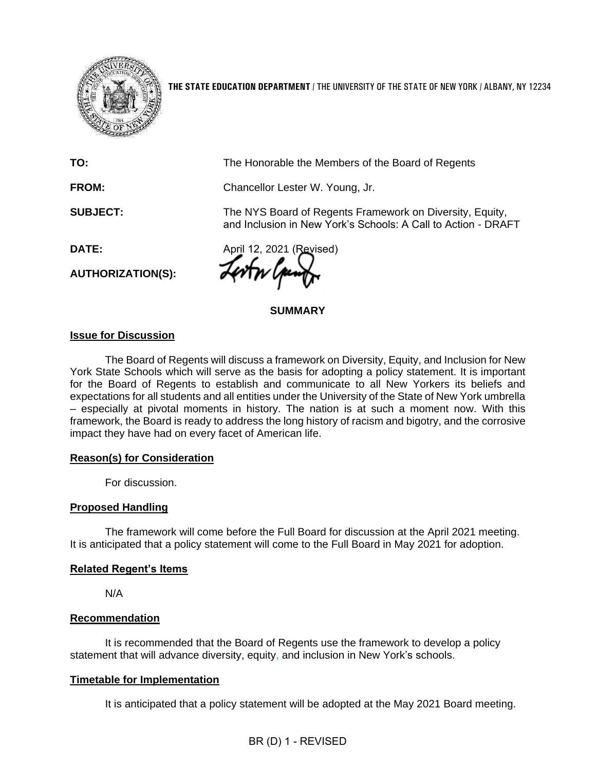**THE STATE EDUCATION DEPARTMENT** / THE UNIVERSITY OF THE STATE OF NEW YORK / ALBANY, NY 12234

| | |
|---|---|
| **TO:** | The Honorable the Members of the Board of Regents |
| **FROM:** | Chancellor Lester W. Young, Jr. |
| **SUBJECT:** | The NYS Board of Regents Framework on Diversity, Equity, and Inclusion in New York's Schools: A Call to Action - DRAFT |
| **DATE:** | April 12, 2021 (Revised) |
| **AUTHORIZATION(S):** | |

## SUMMARY

### Issue for Discussion

The Board of Regents will discuss a framework on Diversity, Equity, and Inclusion for New York State Schools which will serve as the basis for adopting a policy statement. It is important for the Board of Regents to establish and communicate to all New Yorkers its beliefs and expectations for all students and all entities under the University of the State of New York umbrella – especially at pivotal moments in history. The nation is at such a moment now. With this framework, the Board is ready to address the long history of racism and bigotry, and the corrosive impact they have had on every facet of American life.

### Reason(s) for Consideration

For discussion.

### Proposed Handling

The framework will come before the Full Board for discussion at the April 2021 meeting. It is anticipated that a policy statement will come to the Full Board in May 2021 for adoption.

### Related Regent's Items

N/A

### Recommendation

It is recommended that the Board of Regents use the framework to develop a policy statement that will advance diversity, equity, and inclusion in New York's schools.

### Timetable for Implementation

It is anticipated that a policy statement will be adopted at the May 2021 Board meeting.

BR (D) 1 - REVISED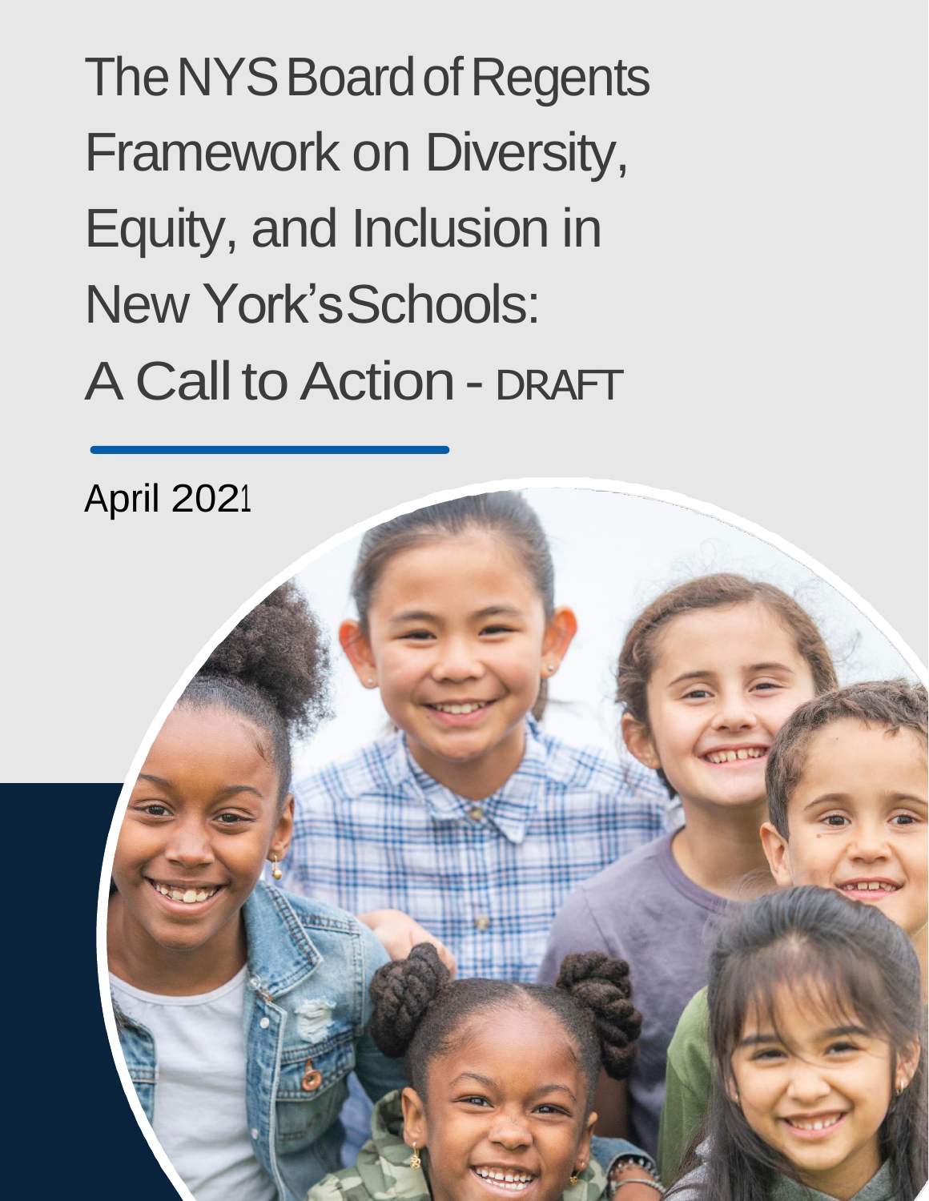# The NYS Board of Regents Framework on Diversity, Equity, and Inclusion in New York's Schools: A Call to Action - DRAFT

April 2021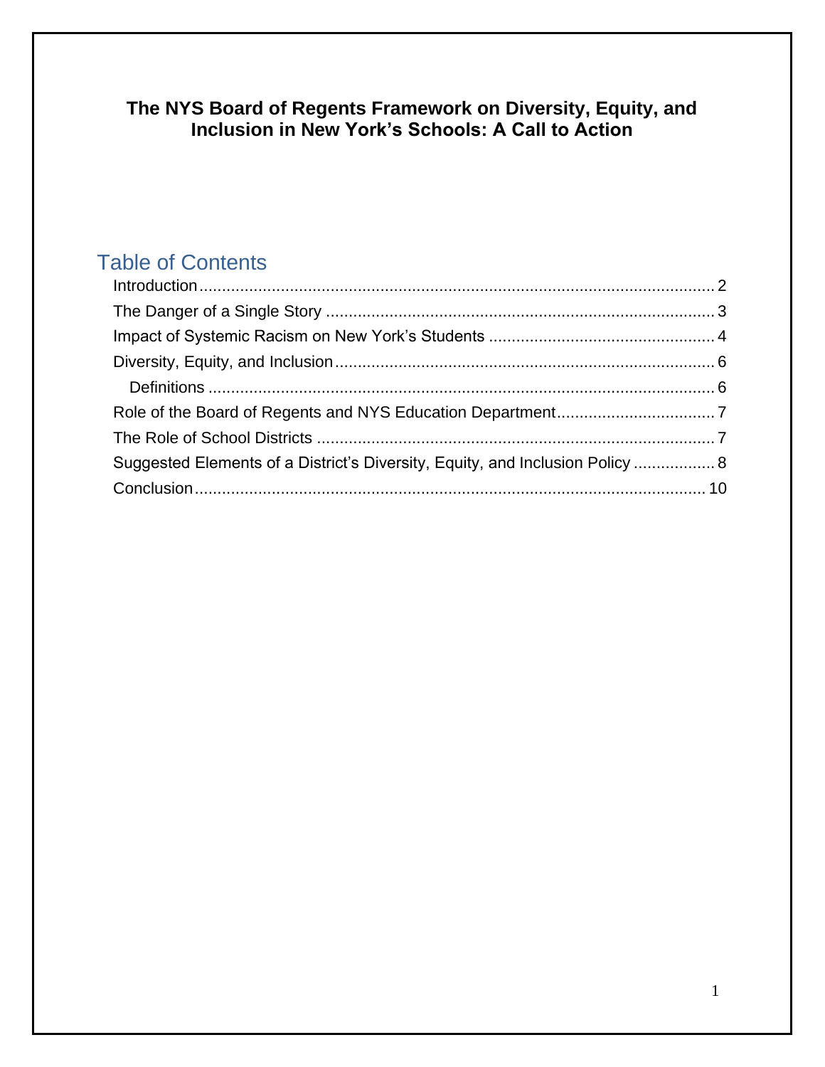# The NYS Board of Regents Framework on Diversity, Equity, and Inclusion in New York's Schools: A Call to Action

## Table of Contents

- Introduction ..... 2
- The Danger of a Single Story ..... 3
- Impact of Systemic Racism on New York's Students ..... 4
- Diversity, Equity, and Inclusion ..... 6
  - Definitions ..... 6
- Role of the Board of Regents and NYS Education Department ..... 7
- The Role of School Districts ..... 7
- Suggested Elements of a District's Diversity, Equity, and Inclusion Policy ..... 8
- Conclusion ..... 10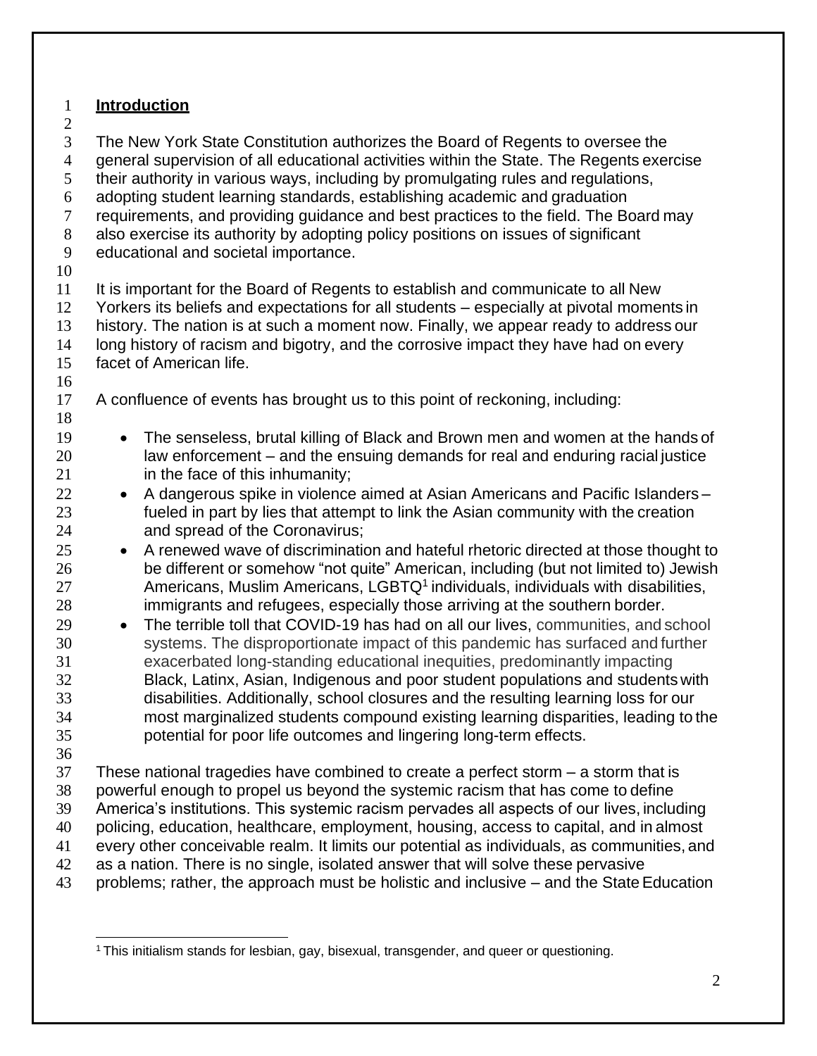## Introduction

The New York State Constitution authorizes the Board of Regents to oversee the general supervision of all educational activities within the State. The Regents exercise their authority in various ways, including by promulgating rules and regulations, adopting student learning standards, establishing academic and graduation requirements, and providing guidance and best practices to the field. The Board may also exercise its authority by adopting policy positions on issues of significant educational and societal importance.

It is important for the Board of Regents to establish and communicate to all New Yorkers its beliefs and expectations for all students – especially at pivotal moments in history. The nation is at such a moment now. Finally, we appear ready to address our long history of racism and bigotry, and the corrosive impact they have had on every facet of American life.

A confluence of events has brought us to this point of reckoning, including:

- The senseless, brutal killing of Black and Brown men and women at the hands of law enforcement – and the ensuing demands for real and enduring racial justice in the face of this inhumanity;
- A dangerous spike in violence aimed at Asian Americans and Pacific Islanders – fueled in part by lies that attempt to link the Asian community with the creation and spread of the Coronavirus;
- A renewed wave of discrimination and hateful rhetoric directed at those thought to be different or somehow "not quite" American, including (but not limited to) Jewish Americans, Muslim Americans, LGBTQ[1] individuals, individuals with disabilities, immigrants and refugees, especially those arriving at the southern border.
- The terrible toll that COVID-19 has had on all our lives, communities, and school systems. The disproportionate impact of this pandemic has surfaced and further exacerbated long-standing educational inequities, predominantly impacting Black, Latinx, Asian, Indigenous and poor student populations and students with disabilities. Additionally, school closures and the resulting learning loss for our most marginalized students compound existing learning disparities, leading to the potential for poor life outcomes and lingering long-term effects.

These national tragedies have combined to create a perfect storm – a storm that is powerful enough to propel us beyond the systemic racism that has come to define America's institutions. This systemic racism pervades all aspects of our lives, including policing, education, healthcare, employment, housing, access to capital, and in almost every other conceivable realm. It limits our potential as individuals, as communities, and as a nation. There is no single, isolated answer that will solve these pervasive problems; rather, the approach must be holistic and inclusive – and the State Education

[1] This initialism stands for lesbian, gay, bisexual, transgender, and queer or questioning.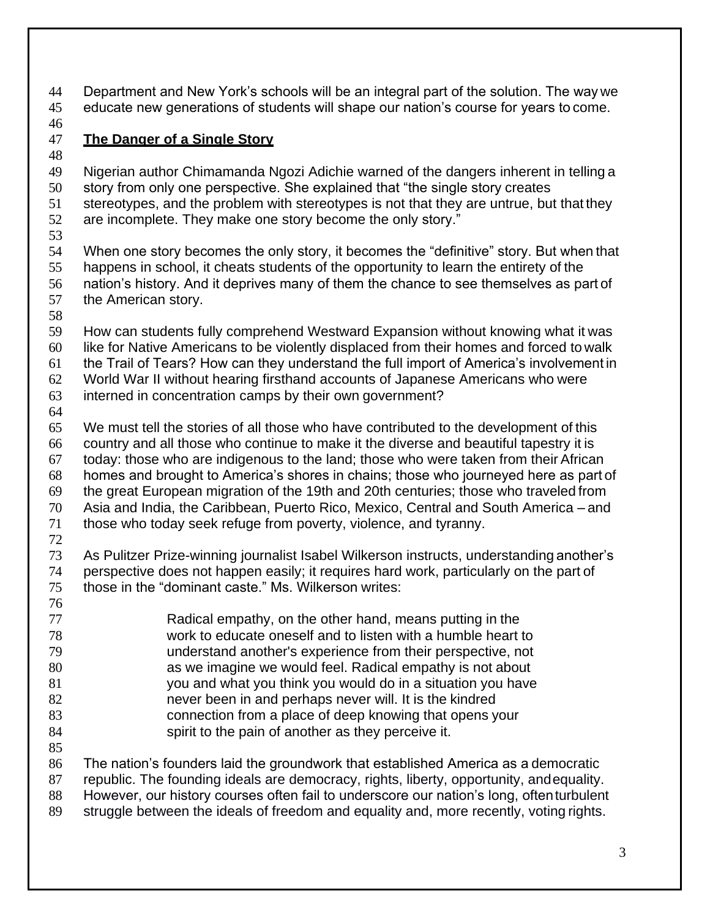Department and New York's schools will be an integral part of the solution. The way we educate new generations of students will shape our nation's course for years to come.

## The Danger of a Single Story

Nigerian author Chimamanda Ngozi Adichie warned of the dangers inherent in telling a story from only one perspective. She explained that "the single story creates stereotypes, and the problem with stereotypes is not that they are untrue, but that they are incomplete. They make one story become the only story."

When one story becomes the only story, it becomes the "definitive" story. But when that happens in school, it cheats students of the opportunity to learn the entirety of the nation's history. And it deprives many of them the chance to see themselves as part of the American story.

How can students fully comprehend Westward Expansion without knowing what it was like for Native Americans to be violently displaced from their homes and forced to walk the Trail of Tears? How can they understand the full import of America's involvement in World War II without hearing firsthand accounts of Japanese Americans who were interned in concentration camps by their own government?

We must tell the stories of all those who have contributed to the development of this country and all those who continue to make it the diverse and beautiful tapestry it is today: those who are indigenous to the land; those who were taken from their African homes and brought to America's shores in chains; those who journeyed here as part of the great European migration of the 19th and 20th centuries; those who traveled from Asia and India, the Caribbean, Puerto Rico, Mexico, Central and South America – and those who today seek refuge from poverty, violence, and tyranny.

As Pulitzer Prize-winning journalist Isabel Wilkerson instructs, understanding another's perspective does not happen easily; it requires hard work, particularly on the part of those in the "dominant caste." Ms. Wilkerson writes:

> Radical empathy, on the other hand, means putting in the work to educate oneself and to listen with a humble heart to understand another's experience from their perspective, not as we imagine we would feel. Radical empathy is not about you and what you think you would do in a situation you have never been in and perhaps never will. It is the kindred connection from a place of deep knowing that opens your spirit to the pain of another as they perceive it.

The nation's founders laid the groundwork that established America as a democratic republic. The founding ideals are democracy, rights, liberty, opportunity, and equality. However, our history courses often fail to underscore our nation's long, often turbulent struggle between the ideals of freedom and equality and, more recently, voting rights.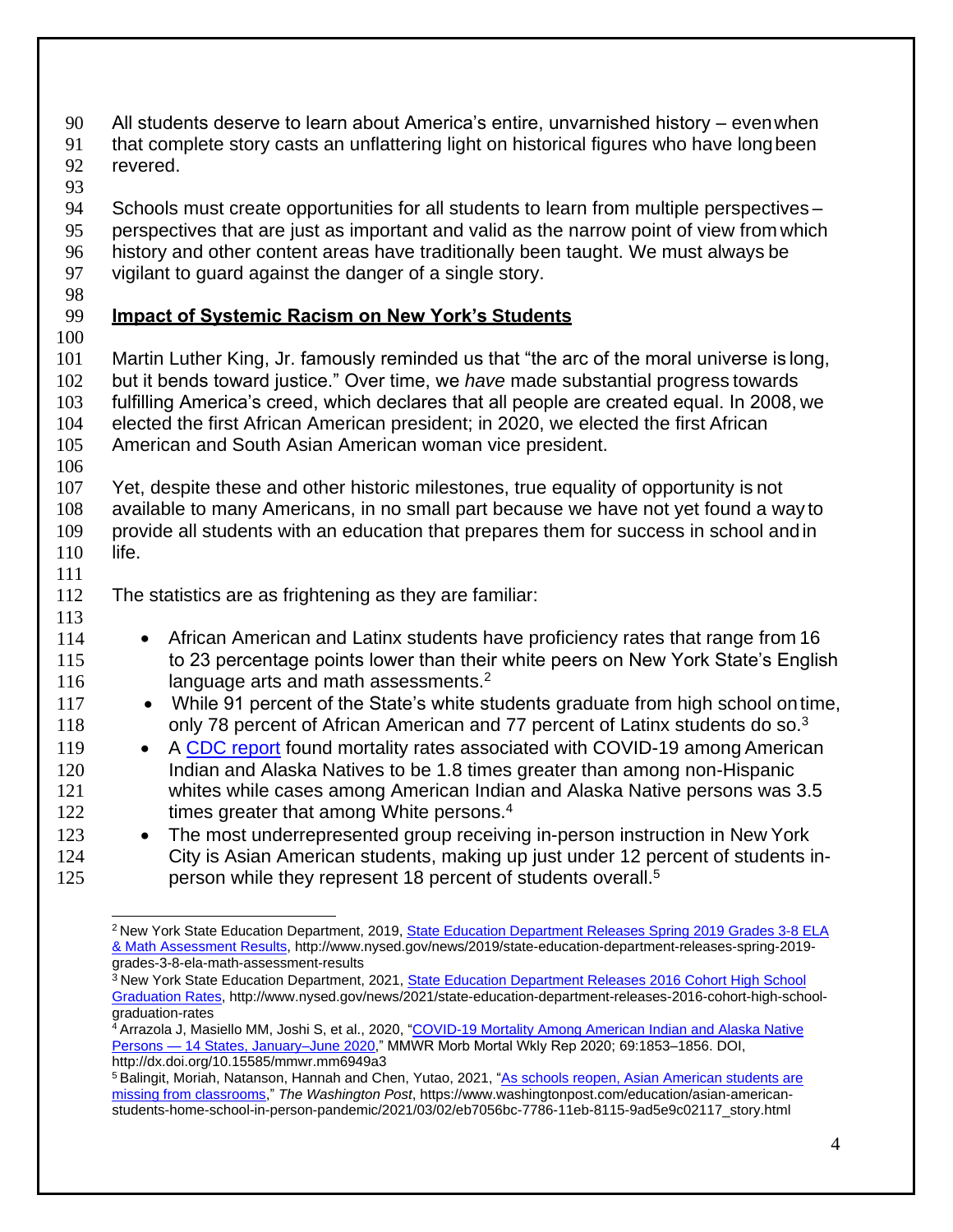All students deserve to learn about America's entire, unvarnished history – even when that complete story casts an unflattering light on historical figures who have long been revered.

Schools must create opportunities for all students to learn from multiple perspectives – perspectives that are just as important and valid as the narrow point of view from which history and other content areas have traditionally been taught. We must always be vigilant to guard against the danger of a single story.

## Impact of Systemic Racism on New York's Students

Martin Luther King, Jr. famously reminded us that "the arc of the moral universe is long, but it bends toward justice." Over time, we *have* made substantial progress towards fulfilling America's creed, which declares that all people are created equal. In 2008, we elected the first African American president; in 2020, we elected the first African American and South Asian American woman vice president.

Yet, despite these and other historic milestones, true equality of opportunity is not available to many Americans, in no small part because we have not yet found a way to provide all students with an education that prepares them for success in school and in life.

The statistics are as frightening as they are familiar:

- African American and Latinx students have proficiency rates that range from 16 to 23 percentage points lower than their white peers on New York State's English language arts and math assessments.[2]
- While 91 percent of the State's white students graduate from high school on time, only 78 percent of African American and 77 percent of Latinx students do so.[3]
- A [CDC report](http://dx.doi.org/10.15585/mmwr.mm6949a3) found mortality rates associated with COVID-19 among American Indian and Alaska Natives to be 1.8 times greater than among non-Hispanic whites while cases among American Indian and Alaska Native persons was 3.5 times greater that among White persons.[4]
- The most underrepresented group receiving in-person instruction in New York City is Asian American students, making up just under 12 percent of students in-person while they represent 18 percent of students overall.[5]

---

[2] New York State Education Department, 2019, [State Education Department Releases Spring 2019 Grades 3-8 ELA & Math Assessment Results](http://www.nysed.gov/news/2019/state-education-department-releases-spring-2019-grades-3-8-ela-math-assessment-results), http://www.nysed.gov/news/2019/state-education-department-releases-spring-2019-grades-3-8-ela-math-assessment-results

[3] New York State Education Department, 2021, [State Education Department Releases 2016 Cohort High School Graduation Rates](http://www.nysed.gov/news/2021/state-education-department-releases-2016-cohort-high-school-graduation-rates), http://www.nysed.gov/news/2021/state-education-department-releases-2016-cohort-high-school-graduation-rates

[4] Arrazola J, Masiello MM, Joshi S, et al., 2020, "[COVID-19 Mortality Among American Indian and Alaska Native Persons — 14 States, January–June 2020](http://dx.doi.org/10.15585/mmwr.mm6949a3)," MMWR Morb Mortal Wkly Rep 2020; 69:1853–1856. DOI, http://dx.doi.org/10.15585/mmwr.mm6949a3

[5] Balingit, Moriah, Natanson, Hannah and Chen, Yutao, 2021, "[As schools reopen, Asian American students are missing from classrooms](https://www.washingtonpost.com/education/asian-american-students-home-school-in-person-pandemic/2021/03/02/eb7056bc-7786-11eb-8115-9ad5e9c02117_story.html)," *The Washington Post*, https://www.washingtonpost.com/education/asian-american-students-home-school-in-person-pandemic/2021/03/02/eb7056bc-7786-11eb-8115-9ad5e9c02117_story.html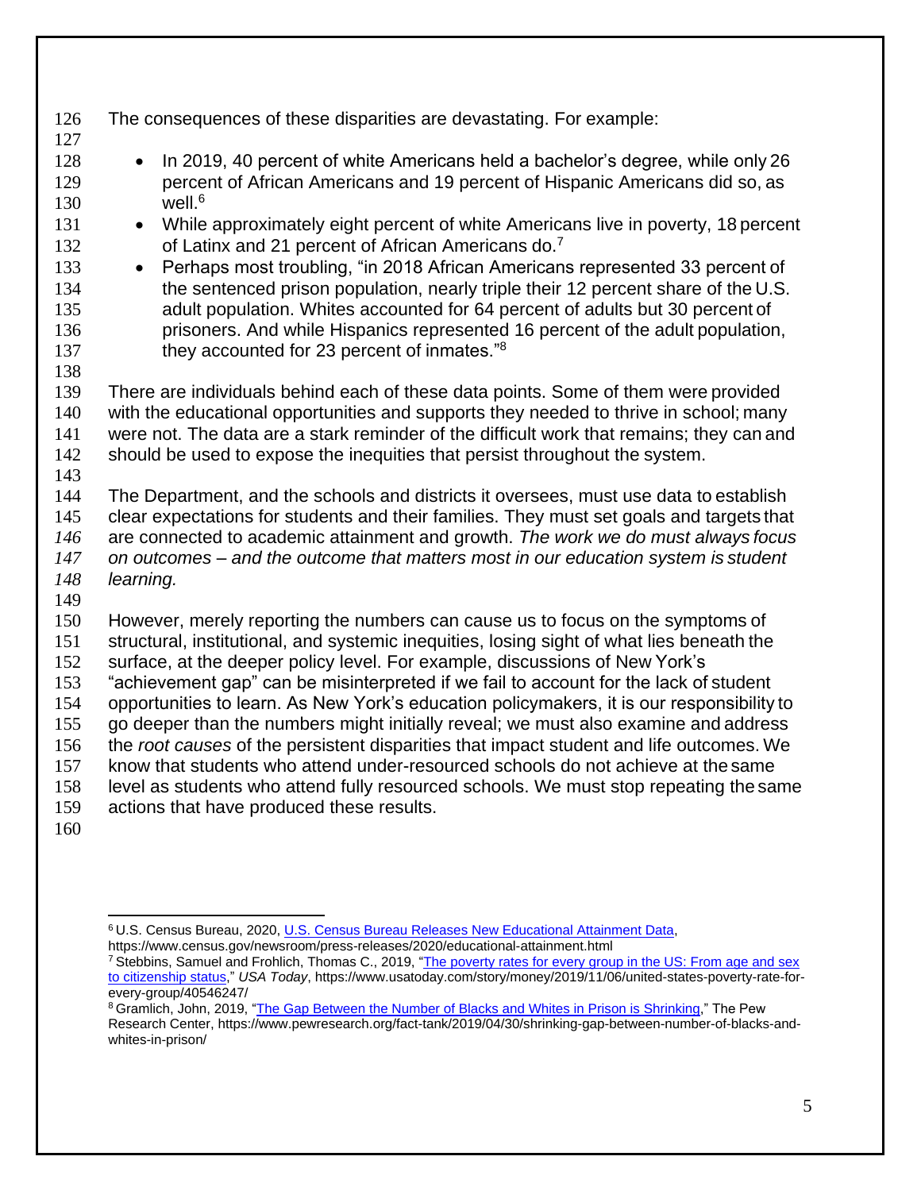The consequences of these disparities are devastating. For example:

- In 2019, 40 percent of white Americans held a bachelor's degree, while only 26 percent of African Americans and 19 percent of Hispanic Americans did so, as well.[6]
- While approximately eight percent of white Americans live in poverty, 18 percent of Latinx and 21 percent of African Americans do.[7]
- Perhaps most troubling, "in 2018 African Americans represented 33 percent of the sentenced prison population, nearly triple their 12 percent share of the U.S. adult population. Whites accounted for 64 percent of adults but 30 percent of prisoners. And while Hispanics represented 16 percent of the adult population, they accounted for 23 percent of inmates."[8]

There are individuals behind each of these data points. Some of them were provided with the educational opportunities and supports they needed to thrive in school; many were not. The data are a stark reminder of the difficult work that remains; they can and should be used to expose the inequities that persist throughout the system.

The Department, and the schools and districts it oversees, must use data to establish clear expectations for students and their families. They must set goals and targets that are connected to academic attainment and growth. *The work we do must always focus on outcomes – and the outcome that matters most in our education system is student learning.*

However, merely reporting the numbers can cause us to focus on the symptoms of structural, institutional, and systemic inequities, losing sight of what lies beneath the surface, at the deeper policy level. For example, discussions of New York's "achievement gap" can be misinterpreted if we fail to account for the lack of student opportunities to learn. As New York's education policymakers, it is our responsibility to go deeper than the numbers might initially reveal; we must also examine and address the *root causes* of the persistent disparities that impact student and life outcomes. We know that students who attend under-resourced schools do not achieve at the same level as students who attend fully resourced schools. We must stop repeating the same actions that have produced these results.

---

[6] U.S. Census Bureau, 2020, U.S. Census Bureau Releases New Educational Attainment Data, https://www.census.gov/newsroom/press-releases/2020/educational-attainment.html

[7] Stebbins, Samuel and Frohlich, Thomas C., 2019, "The poverty rates for every group in the US: From age and sex to citizenship status," *USA Today*, https://www.usatoday.com/story/money/2019/11/06/united-states-poverty-rate-for-every-group/40546247/

[8] Gramlich, John, 2019, "The Gap Between the Number of Blacks and Whites in Prison is Shrinking," The Pew Research Center, https://www.pewresearch.org/fact-tank/2019/04/30/shrinking-gap-between-number-of-blacks-and-whites-in-prison/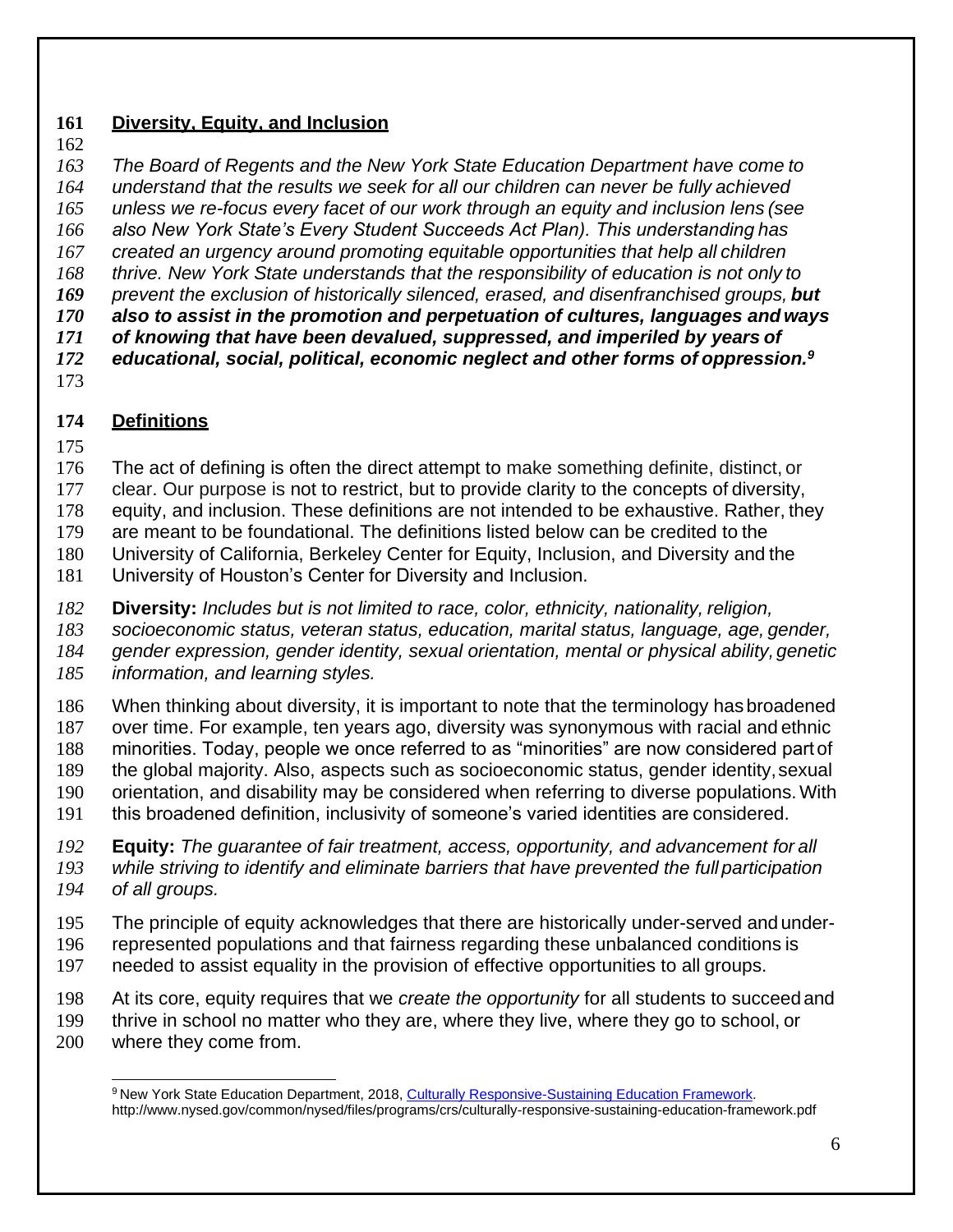## Diversity, Equity, and Inclusion

*The Board of Regents and the New York State Education Department have come to understand that the results we seek for all our children can never be fully achieved unless we re-focus every facet of our work through an equity and inclusion lens (see also New York State's Every Student Succeeds Act Plan). This understanding has created an urgency around promoting equitable opportunities that help all children thrive. New York State understands that the responsibility of education is not only to prevent the exclusion of historically silenced, erased, and disenfranchised groups,* ***but also to assist in the promotion and perpetuation of cultures, languages and ways of knowing that have been devalued, suppressed, and imperiled by years of educational, social, political, economic neglect and other forms of oppression.***[9]

## Definitions

The act of defining is often the direct attempt to make something definite, distinct, or clear. Our purpose is not to restrict, but to provide clarity to the concepts of diversity, equity, and inclusion. These definitions are not intended to be exhaustive. Rather, they are meant to be foundational. The definitions listed below can be credited to the University of California, Berkeley Center for Equity, Inclusion, and Diversity and the University of Houston's Center for Diversity and Inclusion.

**Diversity:** *Includes but is not limited to race, color, ethnicity, nationality, religion, socioeconomic status, veteran status, education, marital status, language, age, gender, gender expression, gender identity, sexual orientation, mental or physical ability, genetic information, and learning styles.*

When thinking about diversity, it is important to note that the terminology has broadened over time. For example, ten years ago, diversity was synonymous with racial and ethnic minorities. Today, people we once referred to as "minorities" are now considered part of the global majority. Also, aspects such as socioeconomic status, gender identity, sexual orientation, and disability may be considered when referring to diverse populations. With this broadened definition, inclusivity of someone's varied identities are considered.

**Equity:** *The guarantee of fair treatment, access, opportunity, and advancement for all while striving to identify and eliminate barriers that have prevented the full participation of all groups.*

The principle of equity acknowledges that there are historically under-served and under-represented populations and that fairness regarding these unbalanced conditions is needed to assist equality in the provision of effective opportunities to all groups.

At its core, equity requires that we *create the opportunity* for all students to succeed and thrive in school no matter who they are, where they live, where they go to school, or where they come from.

---

[9] New York State Education Department, 2018, Culturally Responsive-Sustaining Education Framework. http://www.nysed.gov/common/nysed/files/programs/crs/culturally-responsive-sustaining-education-framework.pdf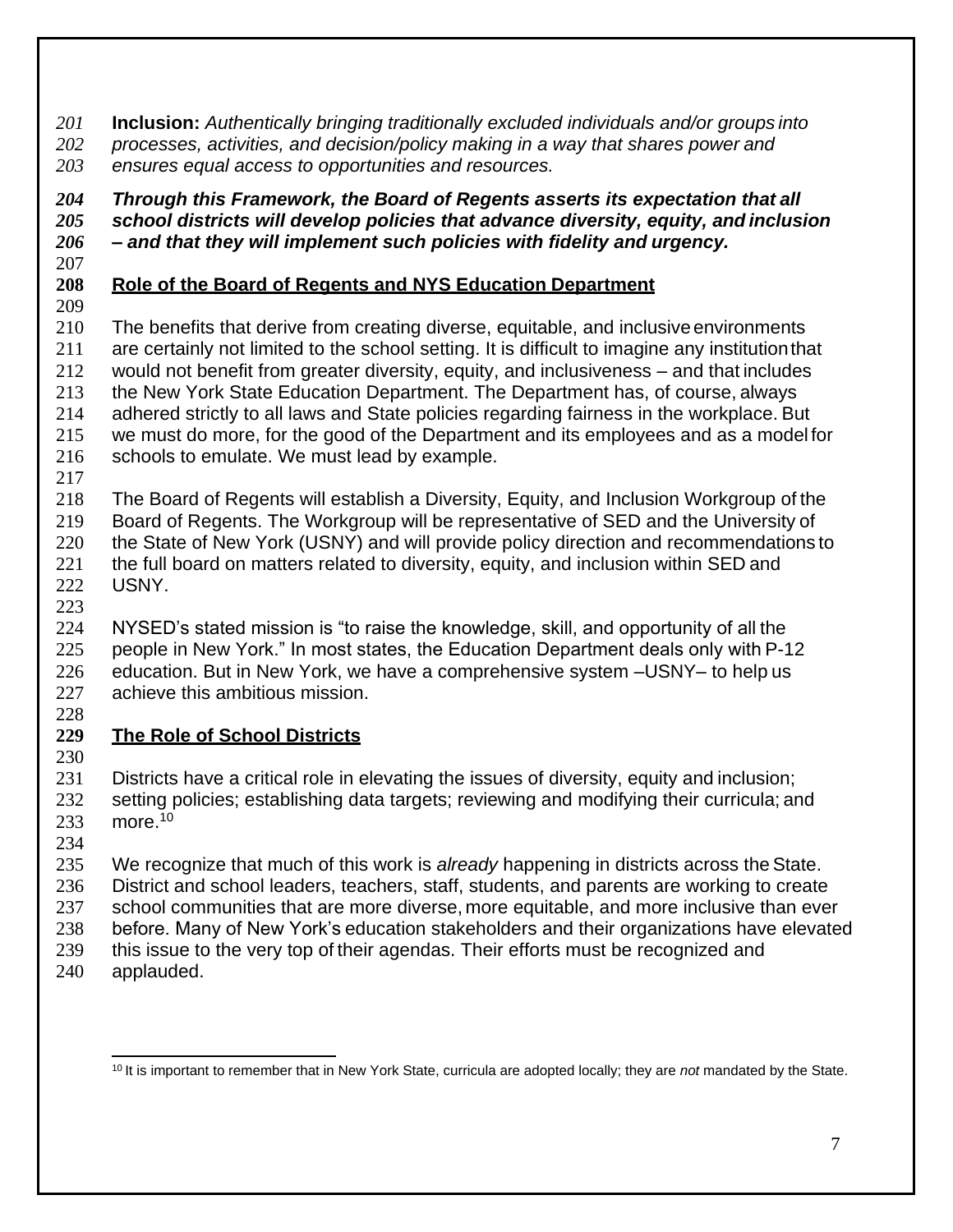**Inclusion:** *Authentically bringing traditionally excluded individuals and/or groups into processes, activities, and decision/policy making in a way that shares power and ensures equal access to opportunities and resources.*

***Through this Framework, the Board of Regents asserts its expectation that all school districts will develop policies that advance diversity, equity, and inclusion – and that they will implement such policies with fidelity and urgency.***

## Role of the Board of Regents and NYS Education Department

The benefits that derive from creating diverse, equitable, and inclusive environments are certainly not limited to the school setting. It is difficult to imagine any institution that would not benefit from greater diversity, equity, and inclusiveness – and that includes the New York State Education Department. The Department has, of course, always adhered strictly to all laws and State policies regarding fairness in the workplace. But we must do more, for the good of the Department and its employees and as a model for schools to emulate. We must lead by example.

The Board of Regents will establish a Diversity, Equity, and Inclusion Workgroup of the Board of Regents. The Workgroup will be representative of SED and the University of the State of New York (USNY) and will provide policy direction and recommendations to the full board on matters related to diversity, equity, and inclusion within SED and USNY.

NYSED's stated mission is "to raise the knowledge, skill, and opportunity of all the people in New York." In most states, the Education Department deals only with P-12 education. But in New York, we have a comprehensive system –USNY– to help us achieve this ambitious mission.

## The Role of School Districts

Districts have a critical role in elevating the issues of diversity, equity and inclusion; setting policies; establishing data targets; reviewing and modifying their curricula; and more.[10]

We recognize that much of this work is *already* happening in districts across the State. District and school leaders, teachers, staff, students, and parents are working to create school communities that are more diverse, more equitable, and more inclusive than ever before. Many of New York's education stakeholders and their organizations have elevated this issue to the very top of their agendas. Their efforts must be recognized and applauded.

[10] It is important to remember that in New York State, curricula are adopted locally; they are *not* mandated by the State.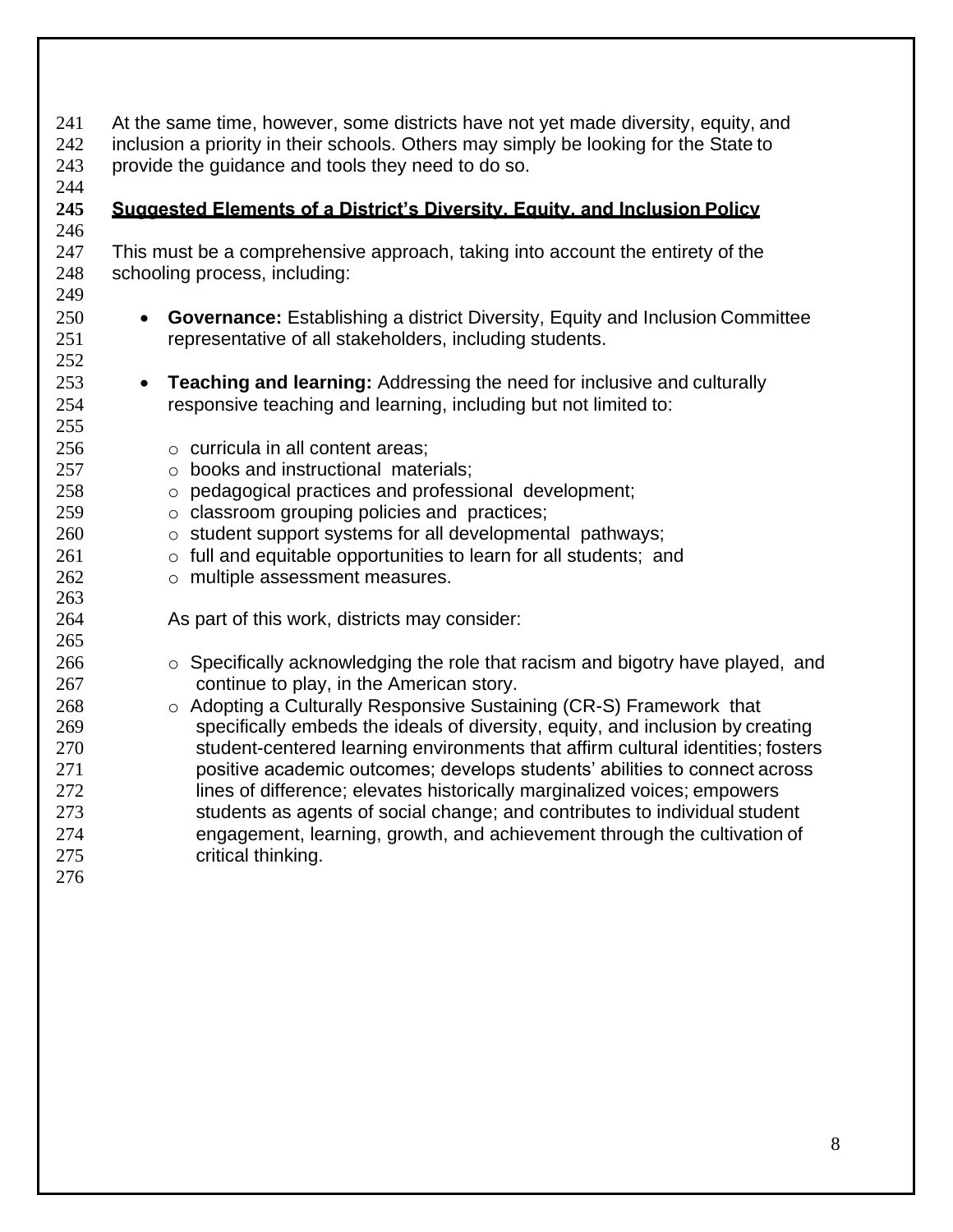At the same time, however, some districts have not yet made diversity, equity, and inclusion a priority in their schools. Others may simply be looking for the State to provide the guidance and tools they need to do so.

## Suggested Elements of a District's Diversity, Equity, and Inclusion Policy

This must be a comprehensive approach, taking into account the entirety of the schooling process, including:

- **Governance:** Establishing a district Diversity, Equity and Inclusion Committee representative of all stakeholders, including students.

- **Teaching and learning:** Addressing the need for inclusive and culturally responsive teaching and learning, including but not limited to:

  - curricula in all content areas;
  - books and instructional materials;
  - pedagogical practices and professional development;
  - classroom grouping policies and practices;
  - student support systems for all developmental pathways;
  - full and equitable opportunities to learn for all students; and
  - multiple assessment measures.

  As part of this work, districts may consider:

  - Specifically acknowledging the role that racism and bigotry have played, and continue to play, in the American story.
  - Adopting a Culturally Responsive Sustaining (CR-S) Framework that specifically embeds the ideals of diversity, equity, and inclusion by creating student-centered learning environments that affirm cultural identities; fosters positive academic outcomes; develops students' abilities to connect across lines of difference; elevates historically marginalized voices; empowers students as agents of social change; and contributes to individual student engagement, learning, growth, and achievement through the cultivation of critical thinking.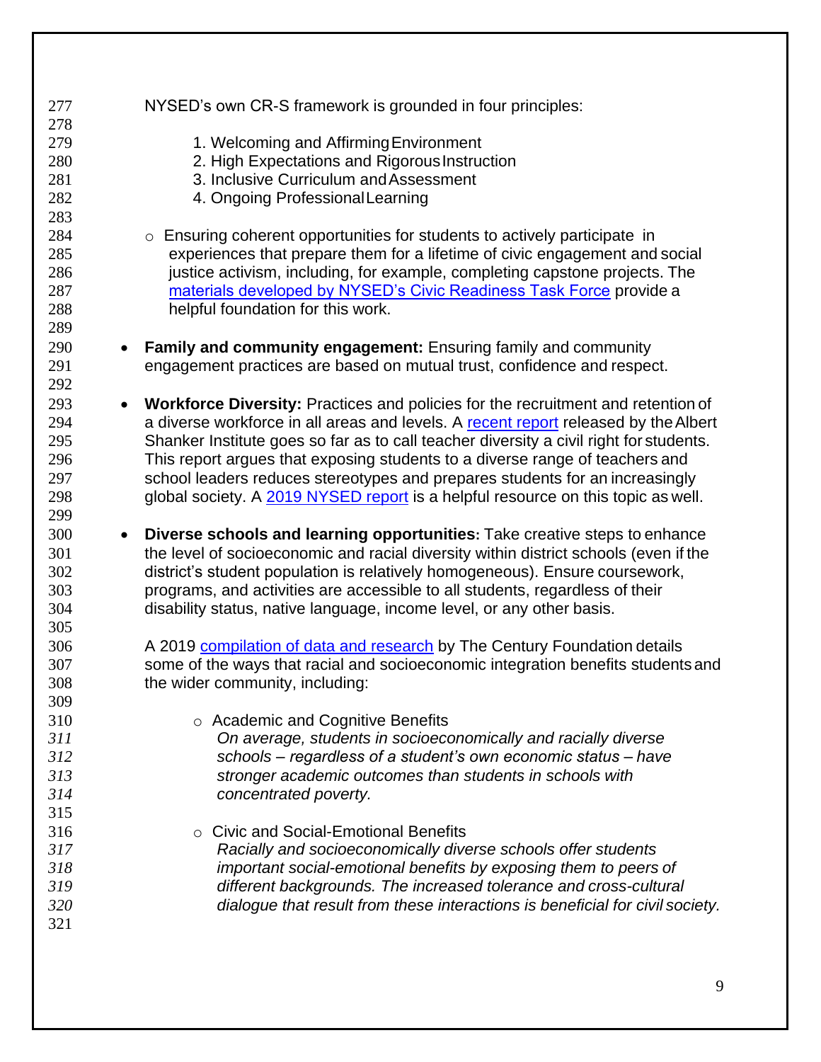NYSED's own CR-S framework is grounded in four principles:

1. Welcoming and Affirming Environment
2. High Expectations and Rigorous Instruction
3. Inclusive Curriculum and Assessment
4. Ongoing Professional Learning

  - Ensuring coherent opportunities for students to actively participate in experiences that prepare them for a lifetime of civic engagement and social justice activism, including, for example, completing capstone projects. The [materials developed by NYSED's Civic Readiness Task Force]() provide a helpful foundation for this work.

- **Family and community engagement:** Ensuring family and community engagement practices are based on mutual trust, confidence and respect.

- **Workforce Diversity:** Practices and policies for the recruitment and retention of a diverse workforce in all areas and levels. A [recent report]() released by the Albert Shanker Institute goes so far as to call teacher diversity a civil right for students. This report argues that exposing students to a diverse range of teachers and school leaders reduces stereotypes and prepares students for an increasingly global society. A [2019 NYSED report]() is a helpful resource on this topic as well.

- **Diverse schools and learning opportunities:** Take creative steps to enhance the level of socioeconomic and racial diversity within district schools (even if the district's student population is relatively homogeneous). Ensure coursework, programs, and activities are accessible to all students, regardless of their disability status, native language, income level, or any other basis.

  A 2019 [compilation of data and research]() by The Century Foundation details some of the ways that racial and socioeconomic integration benefits students and the wider community, including:

  - Academic and Cognitive Benefits
    *On average, students in socioeconomically and racially diverse schools – regardless of a student's own economic status – have stronger academic outcomes than students in schools with concentrated poverty.*

  - Civic and Social-Emotional Benefits
    *Racially and socioeconomically diverse schools offer students important social-emotional benefits by exposing them to peers of different backgrounds. The increased tolerance and cross-cultural dialogue that result from these interactions is beneficial for civil society.*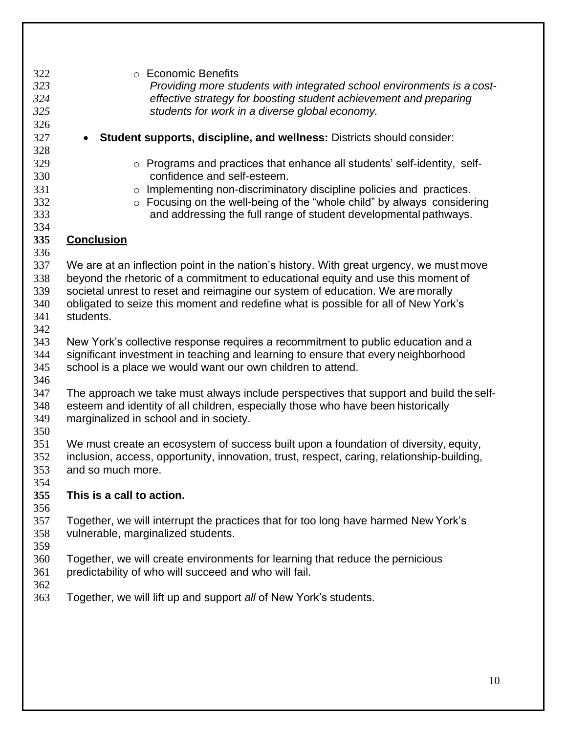- Economic Benefits

    *Providing more students with integrated school environments is a cost-effective strategy for boosting student achievement and preparing students for work in a diverse global economy.*

- **Student supports, discipline, and wellness:** Districts should consider:

  - Programs and practices that enhance all students' self-identity, self-confidence and self-esteem.
  - Implementing non-discriminatory discipline policies and practices.
  - Focusing on the well-being of the "whole child" by always considering and addressing the full range of student developmental pathways.

## Conclusion

We are at an inflection point in the nation's history. With great urgency, we must move beyond the rhetoric of a commitment to educational equity and use this moment of societal unrest to reset and reimagine our system of education. We are morally obligated to seize this moment and redefine what is possible for all of New York's students.

New York's collective response requires a recommitment to public education and a significant investment in teaching and learning to ensure that every neighborhood school is a place we would want our own children to attend.

The approach we take must always include perspectives that support and build the self-esteem and identity of all children, especially those who have been historically marginalized in school and in society.

We must create an ecosystem of success built upon a foundation of diversity, equity, inclusion, access, opportunity, innovation, trust, respect, caring, relationship-building, and so much more.

**This is a call to action.**

Together, we will interrupt the practices that for too long have harmed New York's vulnerable, marginalized students.

Together, we will create environments for learning that reduce the pernicious predictability of who will succeed and who will fail.

Together, we will lift up and support *all* of New York's students.